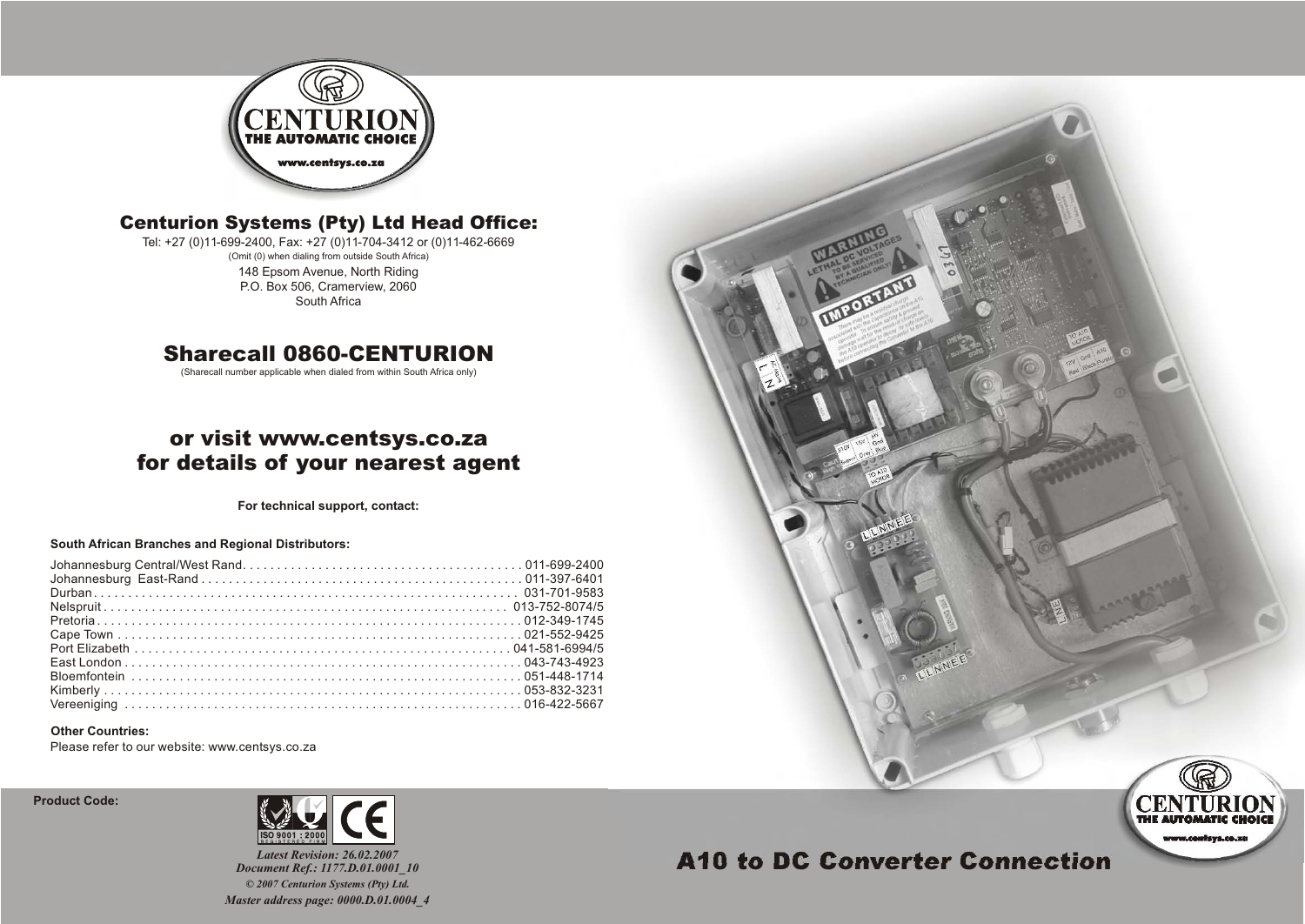CENTURION
THE AUTOMATIC CHOICE
www.centsys.co.za

## Centurion Systems (Pty) Ltd Head Office:

Tel: +27 (0)11-699-2400, Fax: +27 (0)11-704-3412 or (0)11-462-6669
(Omit (0) when dialing from outside South Africa)
148 Epsom Avenue, North Riding
P.O. Box 506, Cramerview, 2060
South Africa

## Sharecall 0860-CENTURION

(Sharecall number applicable when dialed from within South Africa only)

## or visit www.centsys.co.za for details of your nearest agent

**For technical support, contact:**

**South African Branches and Regional Distributors:**

Johannesburg Central/West Rand ........ 011-699-2400
Johannesburg East-Rand ........ 011-397-6401
Durban ........ 031-701-9583
Nelspruit ........ 013-752-8074/5
Pretoria ........ 012-349-1745
Cape Town ........ 021-552-9425
Port Elizabeth ........ 041-581-6994/5
East London ........ 043-743-4923
Bloemfontein ........ 051-448-1714
Kimberly ........ 053-832-3231
Vereeniging ........ 016-422-5667

**Other Countries:**
Please refer to our website: www.centsys.co.za

**Product Code:**

ISO 9001 : 2000 REGISTERED FIRM

CE

*Latest Revision: 26.02.2007*
*Document Ref.: 1177.D.01.0001_10*
*© 2007 Centurion Systems (Pty) Ltd.*
*Master address page: 0000.D.01.0004_4*

# A10 to DC Converter Connection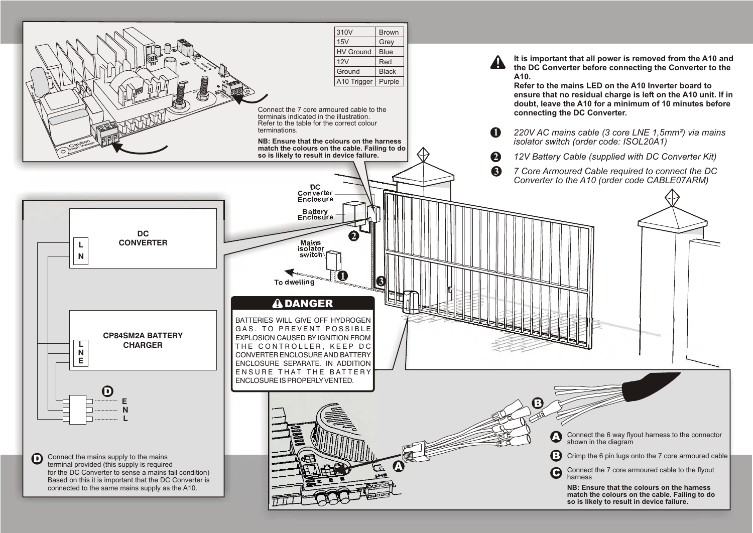| | |
|---|---|
| 310V | Brown |
| 15V | Grey |
| HV Ground | Blue |
| 12V | Red |
| Ground | Black |
| A10 Trigger | Purple |

Connect the 7 core armoured cable to the terminals indicated in the illustration.
Refer to the table for the correct colour terminations.

**NB: Ensure that the colours on the harness match the colours on the cable. Failing to do so is likely to result in device failure.**

**It is important that all power is removed from the A10 and the DC Converter before connecting the Converter to the A10.**
**Refer to the mains LED on the A10 Inverter board to ensure that no residual charge is left on the A10 unit. If in doubt, leave the A10 for a minimum of 10 minutes before connecting the DC Converter.**

1. *220V AC mains cable (3 core LNE 1,5mm²) via mains isolator switch (order code: ISOL20A1)*
2. *12V Battery Cable (supplied with DC Converter Kit)*
3. *7 Core Armoured Cable required to connect the DC Converter to the A10 (order code CABLE07ARM)*

DC Converter Enclosure

Battery Enclosure

Mains isolator switch

To dwelling

DC CONVERTER

L
N

CP84SM2A BATTERY CHARGER

L
N
E

D

E
N
L

## DANGER

BATTERIES WILL GIVE OFF HYDROGEN GAS. TO PREVENT POSSIBLE EXPLOSION CAUSED BY IGNITION FROM THE CONTROLLER, KEEP DC CONVERTER ENCLOSURE AND BATTERY ENCLOSURE SEPARATE. IN ADDITION ENSURE THAT THE BATTERY ENCLOSURE IS PROPERLY VENTED.

**D** Connect the mains supply to the mains terminal provided (this supply is required for the DC Converter to sense a mains fail condition) Based on this it is important that the DC Converter is connected to the same mains supply as the A10.

**A** Connect the 6 way flyout harness to the connector shown in the diagram

**B** Crimp the 6 pin lugs onto the 7 core armoured cable

**C** Connect the 7 core armoured cable to the flyout harness

**NB: Ensure that the colours on the harness match the colours on the cable. Failing to do so is likely to result in device failure.**